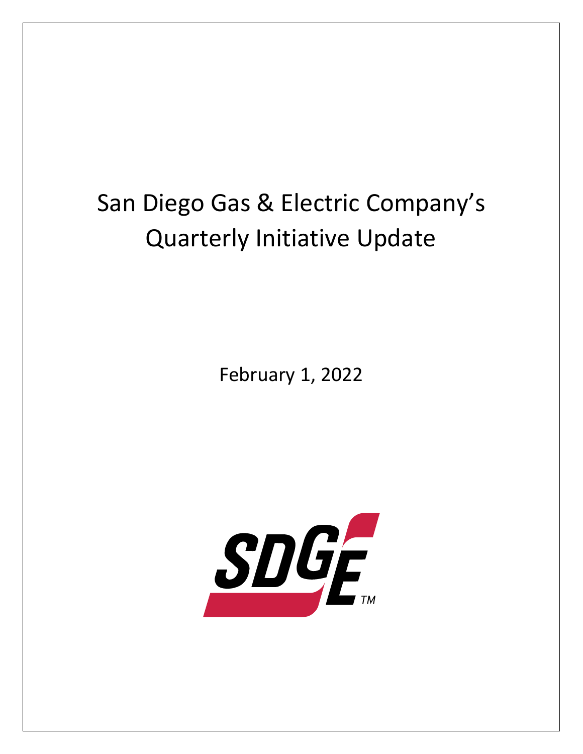# San Diego Gas & Electric Company's Quarterly Initiative Update

February 1, 2022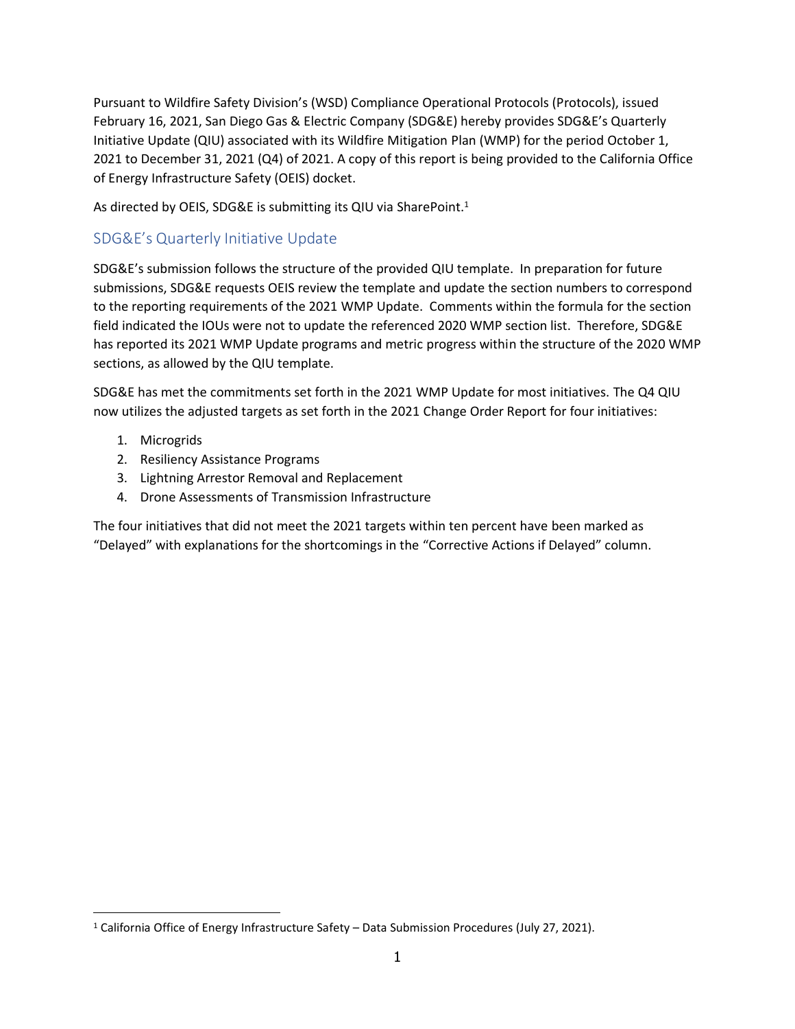Pursuant to Wildfire Safety Division's (WSD) Compliance Operational Protocols (Protocols), issued February 16, 2021, San Diego Gas & Electric Company (SDG&E) hereby provides SDG&E's Quarterly Initiative Update (QIU) associated with its Wildfire Mitigation Plan (WMP) for the period October 1, 2021 to December 31, 2021 (Q4) of 2021. A copy of this report is being provided to the California Office of Energy Infrastructure Safety (OEIS) docket.

As directed by OEIS, SDG&E is submitting its QIU via SharePoint.[1]

## SDG&E's Quarterly Initiative Update

SDG&E's submission follows the structure of the provided QIU template. In preparation for future submissions, SDG&E requests OEIS review the template and update the section numbers to correspond to the reporting requirements of the 2021 WMP Update. Comments within the formula for the section field indicated the IOUs were not to update the referenced 2020 WMP section list. Therefore, SDG&E has reported its 2021 WMP Update programs and metric progress within the structure of the 2020 WMP sections, as allowed by the QIU template.

SDG&E has met the commitments set forth in the 2021 WMP Update for most initiatives. The Q4 QIU now utilizes the adjusted targets as set forth in the 2021 Change Order Report for four initiatives:

1. Microgrids
2. Resiliency Assistance Programs
3. Lightning Arrestor Removal and Replacement
4. Drone Assessments of Transmission Infrastructure

The four initiatives that did not meet the 2021 targets within ten percent have been marked as "Delayed" with explanations for the shortcomings in the "Corrective Actions if Delayed" column.

[1] California Office of Energy Infrastructure Safety – Data Submission Procedures (July 27, 2021).